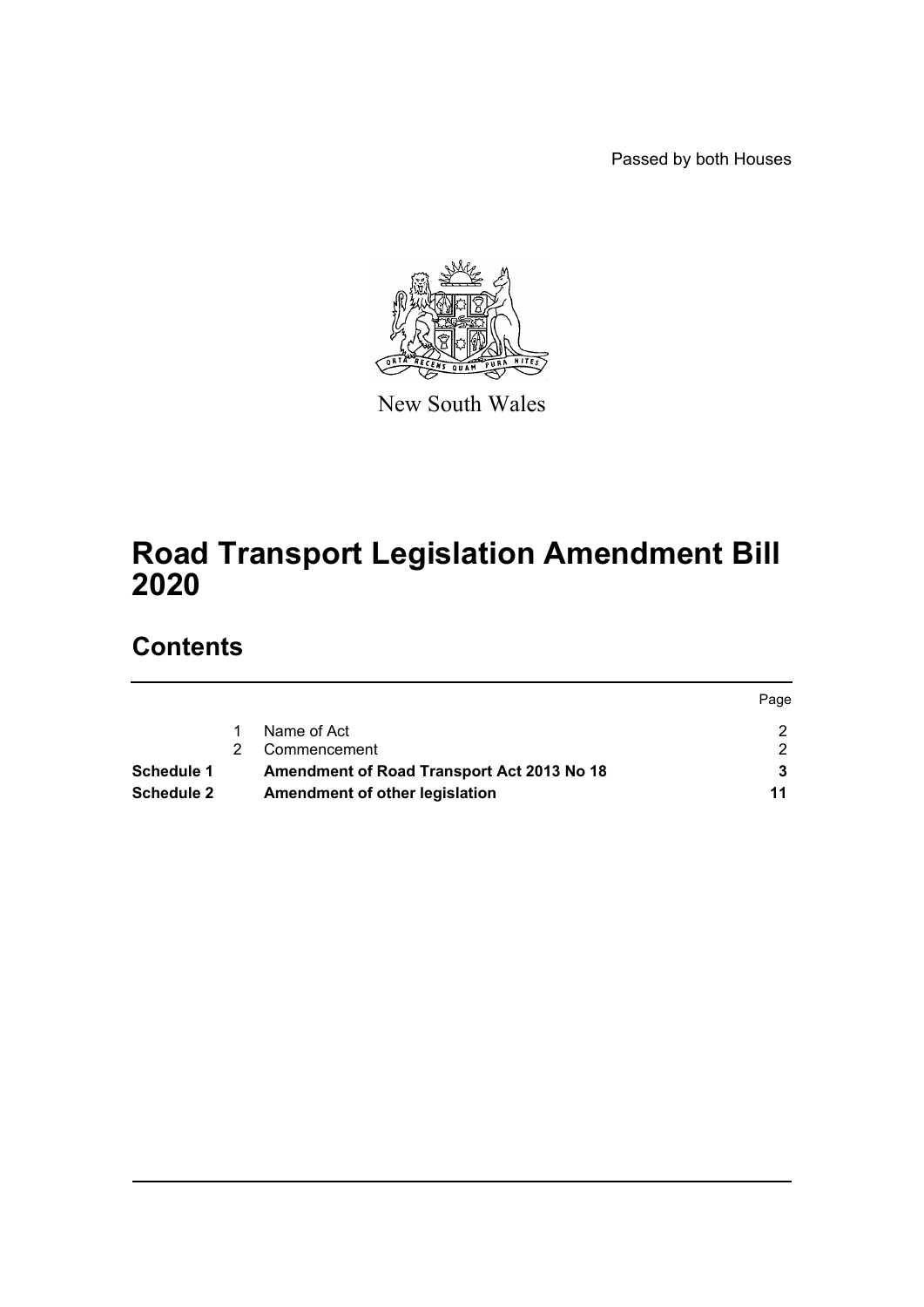Passed by both Houses

New South Wales

# Road Transport Legislation Amendment Bill 2020

## Contents

| | | | Page |
|---|---|---|---|
| | 1 | Name of Act | 2 |
| | 2 | Commencement | 2 |
| **Schedule 1** | | **Amendment of Road Transport Act 2013 No 18** | **3** |
| **Schedule 2** | | **Amendment of other legislation** | **11** |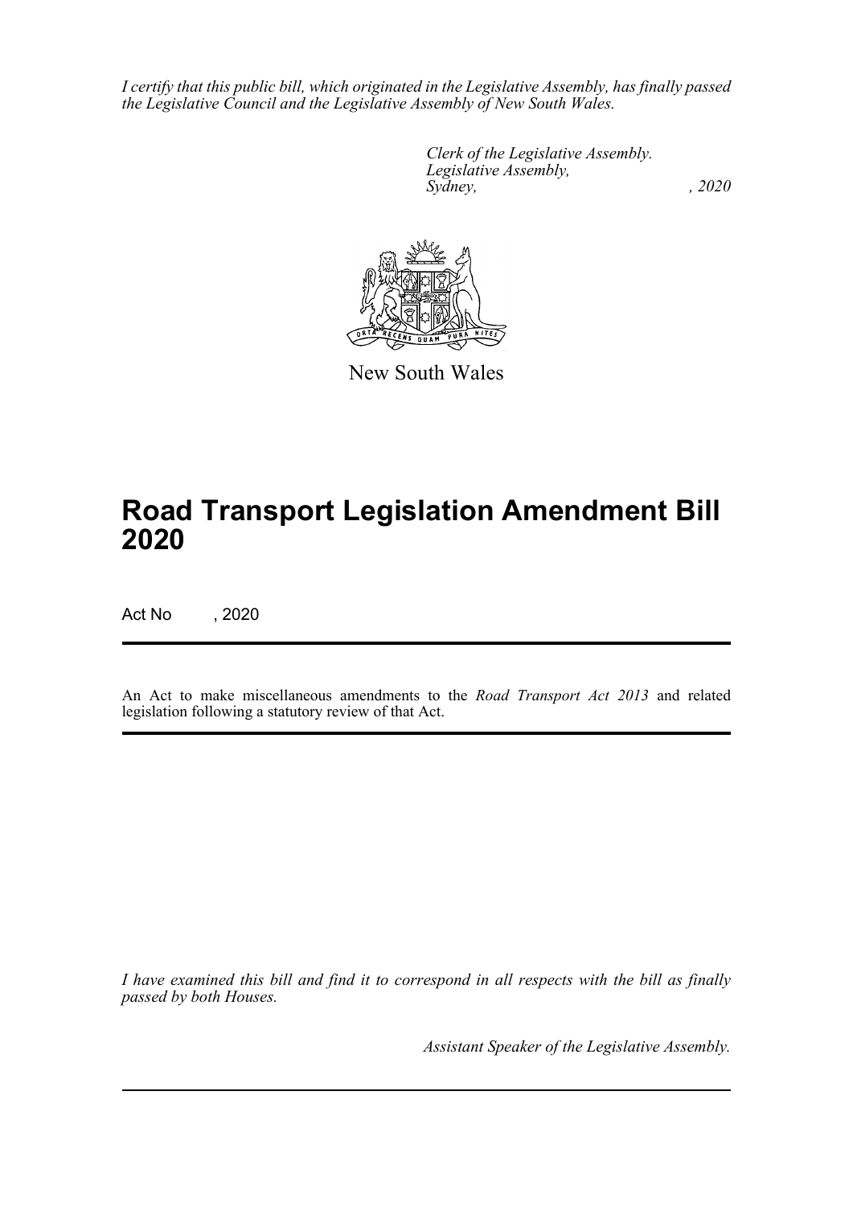*I certify that this public bill, which originated in the Legislative Assembly, has finally passed the Legislative Council and the Legislative Assembly of New South Wales.*

*Clerk of the Legislative Assembly.*
*Legislative Assembly,*
*Sydney, , 2020*

New South Wales

# Road Transport Legislation Amendment Bill 2020

Act No , 2020

An Act to make miscellaneous amendments to the *Road Transport Act 2013* and related legislation following a statutory review of that Act.

*I have examined this bill and find it to correspond in all respects with the bill as finally passed by both Houses.*

*Assistant Speaker of the Legislative Assembly.*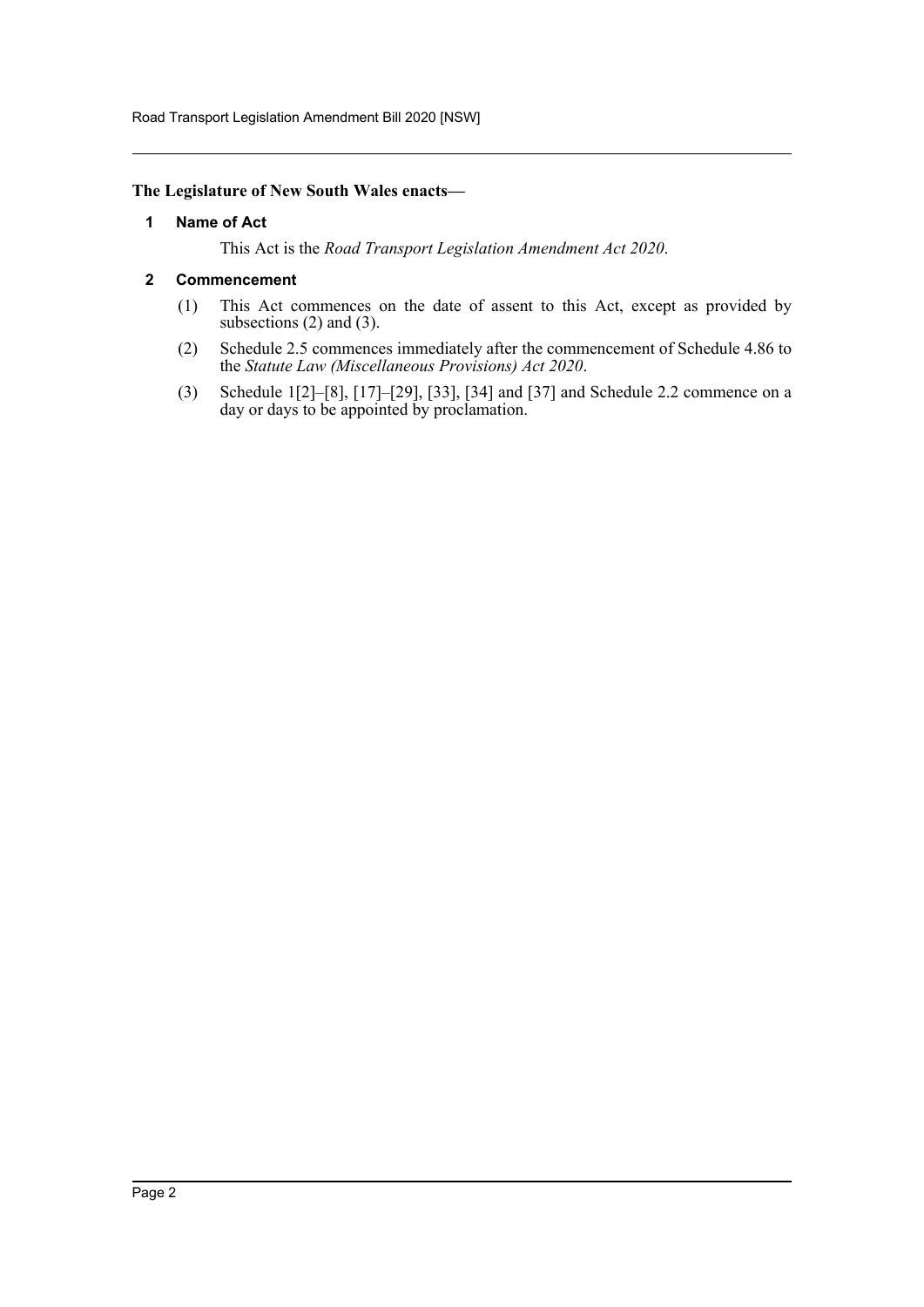**The Legislature of New South Wales enacts—**

## 1 Name of Act

This Act is the *Road Transport Legislation Amendment Act 2020*.

## 2 Commencement

(1) This Act commences on the date of assent to this Act, except as provided by subsections (2) and (3).

(2) Schedule 2.5 commences immediately after the commencement of Schedule 4.86 to the *Statute Law (Miscellaneous Provisions) Act 2020*.

(3) Schedule 1[2]–[8], [17]–[29], [33], [34] and [37] and Schedule 2.2 commence on a day or days to be appointed by proclamation.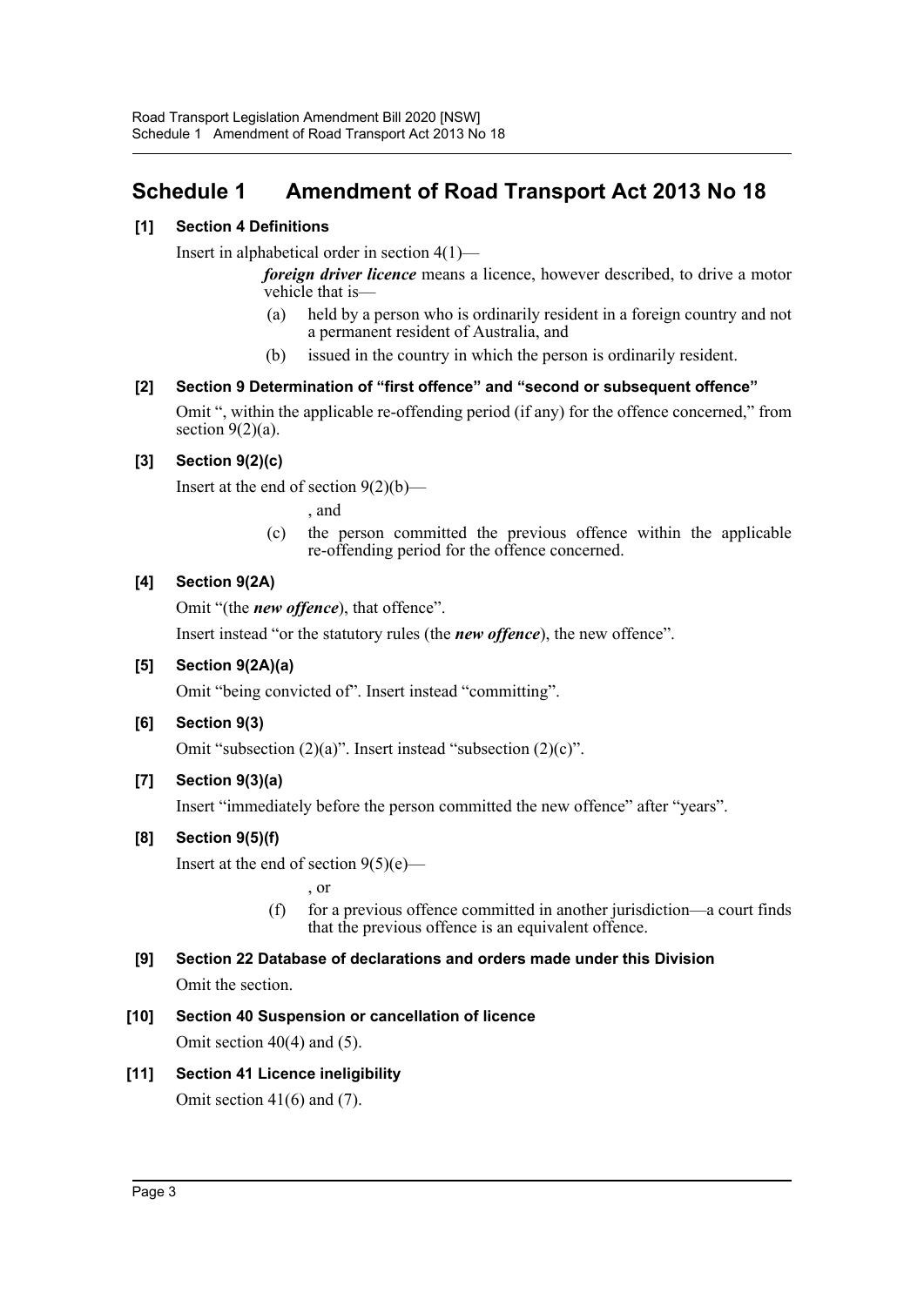# Schedule 1 Amendment of Road Transport Act 2013 No 18

**[1] Section 4 Definitions**

Insert in alphabetical order in section 4(1)—

> ***foreign driver licence*** means a licence, however described, to drive a motor vehicle that is—
>
> (a) held by a person who is ordinarily resident in a foreign country and not a permanent resident of Australia, and
>
> (b) issued in the country in which the person is ordinarily resident.

**[2] Section 9 Determination of "first offence" and "second or subsequent offence"**

Omit ", within the applicable re-offending period (if any) for the offence concerned," from section 9(2)(a).

**[3] Section 9(2)(c)**

Insert at the end of section 9(2)(b)—

> , and
>
> (c) the person committed the previous offence within the applicable re-offending period for the offence concerned.

**[4] Section 9(2A)**

Omit "(the ***new offence***), that offence".

Insert instead "or the statutory rules (the ***new offence***), the new offence".

**[5] Section 9(2A)(a)**

Omit "being convicted of". Insert instead "committing".

**[6] Section 9(3)**

Omit "subsection (2)(a)". Insert instead "subsection (2)(c)".

**[7] Section 9(3)(a)**

Insert "immediately before the person committed the new offence" after "years".

**[8] Section 9(5)(f)**

Insert at the end of section 9(5)(e)—

> , or
>
> (f) for a previous offence committed in another jurisdiction—a court finds that the previous offence is an equivalent offence.

**[9] Section 22 Database of declarations and orders made under this Division**

Omit the section.

**[10] Section 40 Suspension or cancellation of licence**

Omit section 40(4) and (5).

**[11] Section 41 Licence ineligibility**

Omit section 41(6) and (7).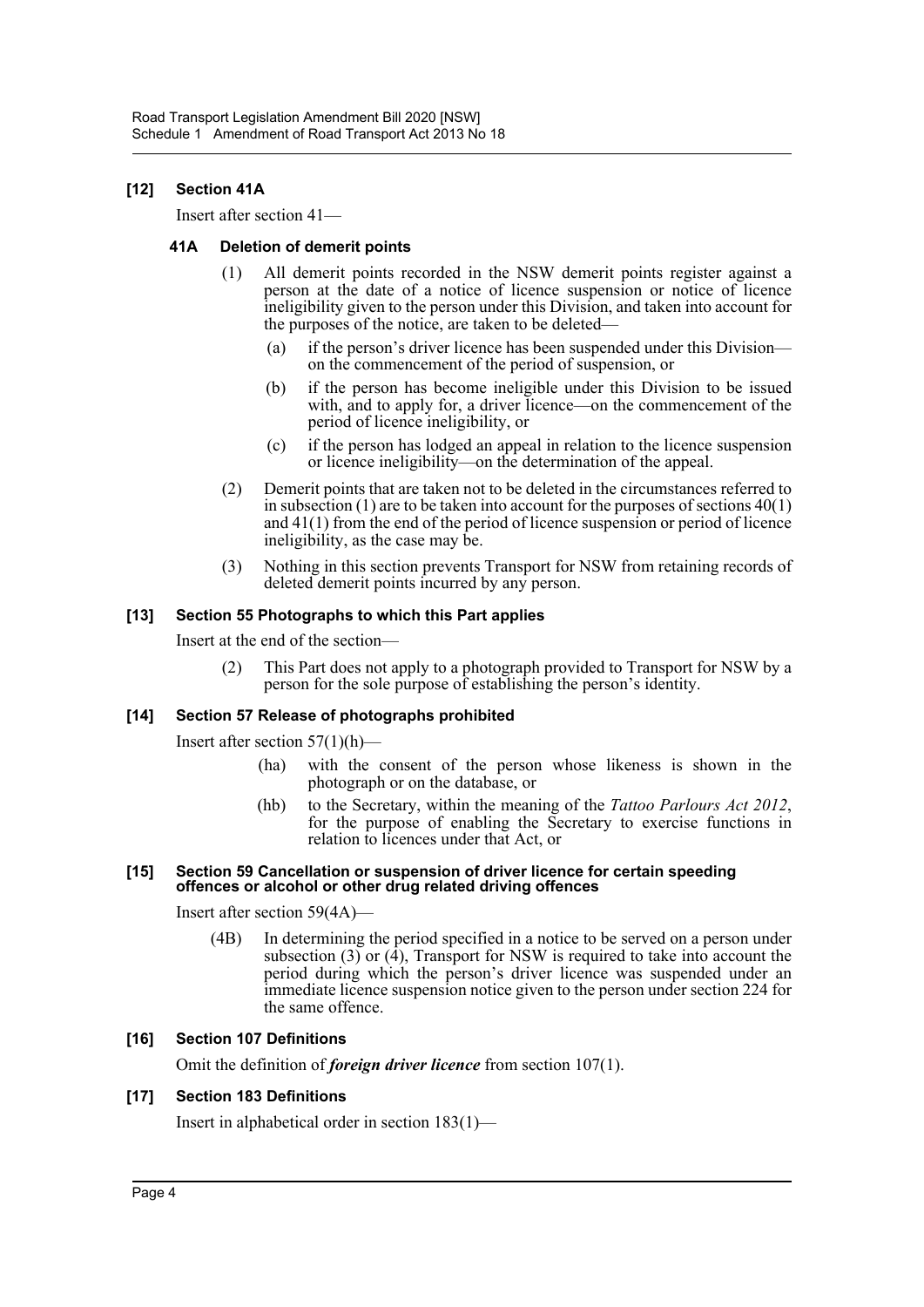**[12] Section 41A**

Insert after section 41—

**41A Deletion of demerit points**

(1) All demerit points recorded in the NSW demerit points register against a person at the date of a notice of licence suspension or notice of licence ineligibility given to the person under this Division, and taken into account for the purposes of the notice, are taken to be deleted—

(a) if the person's driver licence has been suspended under this Division—on the commencement of the period of suspension, or

(b) if the person has become ineligible under this Division to be issued with, and to apply for, a driver licence—on the commencement of the period of licence ineligibility, or

(c) if the person has lodged an appeal in relation to the licence suspension or licence ineligibility—on the determination of the appeal.

(2) Demerit points that are taken not to be deleted in the circumstances referred to in subsection (1) are to be taken into account for the purposes of sections 40(1) and 41(1) from the end of the period of licence suspension or period of licence ineligibility, as the case may be.

(3) Nothing in this section prevents Transport for NSW from retaining records of deleted demerit points incurred by any person.

**[13] Section 55 Photographs to which this Part applies**

Insert at the end of the section—

(2) This Part does not apply to a photograph provided to Transport for NSW by a person for the sole purpose of establishing the person's identity.

**[14] Section 57 Release of photographs prohibited**

Insert after section 57(1)(h)—

(ha) with the consent of the person whose likeness is shown in the photograph or on the database, or

(hb) to the Secretary, within the meaning of the *Tattoo Parlours Act 2012*, for the purpose of enabling the Secretary to exercise functions in relation to licences under that Act, or

**[15] Section 59 Cancellation or suspension of driver licence for certain speeding offences or alcohol or other drug related driving offences**

Insert after section 59(4A)—

(4B) In determining the period specified in a notice to be served on a person under subsection (3) or (4), Transport for NSW is required to take into account the period during which the person's driver licence was suspended under an immediate licence suspension notice given to the person under section 224 for the same offence.

**[16] Section 107 Definitions**

Omit the definition of ***foreign driver licence*** from section 107(1).

**[17] Section 183 Definitions**

Insert in alphabetical order in section 183(1)—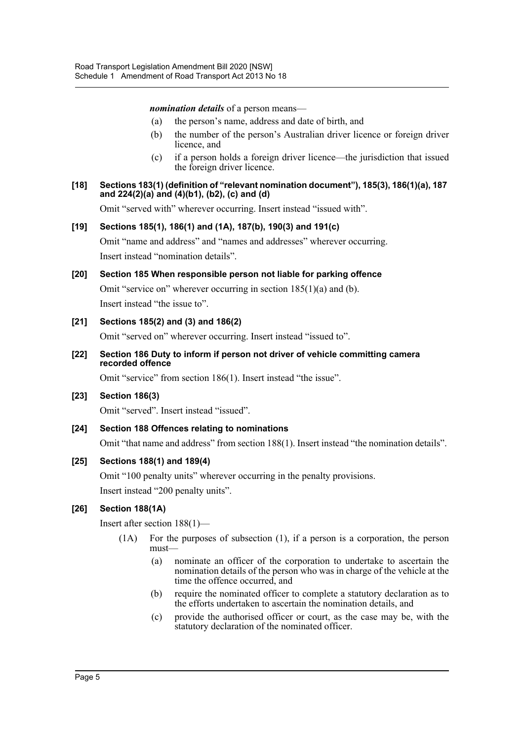***nomination details*** of a person means—

- (a) the person's name, address and date of birth, and
- (b) the number of the person's Australian driver licence or foreign driver licence, and
- (c) if a person holds a foreign driver licence—the jurisdiction that issued the foreign driver licence.

#### [18] Sections 183(1) (definition of "relevant nomination document"), 185(3), 186(1)(a), 187 and 224(2)(a) and (4)(b1), (b2), (c) and (d)

Omit "served with" wherever occurring. Insert instead "issued with".

#### [19] Sections 185(1), 186(1) and (1A), 187(b), 190(3) and 191(c)

Omit "name and address" and "names and addresses" wherever occurring.

Insert instead "nomination details".

#### [20] Section 185 When responsible person not liable for parking offence

Omit "service on" wherever occurring in section 185(1)(a) and (b).

Insert instead "the issue to".

#### [21] Sections 185(2) and (3) and 186(2)

Omit "served on" wherever occurring. Insert instead "issued to".

#### [22] Section 186 Duty to inform if person not driver of vehicle committing camera recorded offence

Omit "service" from section 186(1). Insert instead "the issue".

#### [23] Section 186(3)

Omit "served". Insert instead "issued".

#### [24] Section 188 Offences relating to nominations

Omit "that name and address" from section 188(1). Insert instead "the nomination details".

#### [25] Sections 188(1) and 189(4)

Omit "100 penalty units" wherever occurring in the penalty provisions.

Insert instead "200 penalty units".

#### [26] Section 188(1A)

Insert after section 188(1)—

(1A) For the purposes of subsection (1), if a person is a corporation, the person must—

- (a) nominate an officer of the corporation to undertake to ascertain the nomination details of the person who was in charge of the vehicle at the time the offence occurred, and
- (b) require the nominated officer to complete a statutory declaration as to the efforts undertaken to ascertain the nomination details, and
- (c) provide the authorised officer or court, as the case may be, with the statutory declaration of the nominated officer.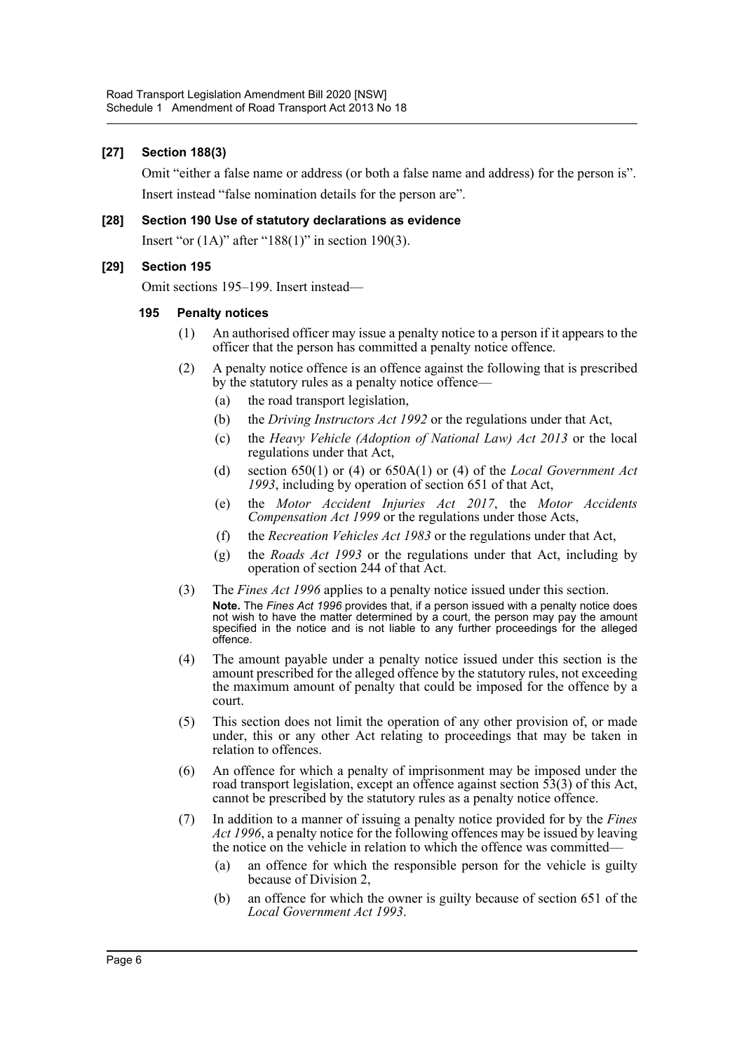### [27] Section 188(3)

Omit "either a false name or address (or both a false name and address) for the person is".

Insert instead "false nomination details for the person are".

### [28] Section 190 Use of statutory declarations as evidence

Insert "or (1A)" after "188(1)" in section 190(3).

### [29] Section 195

Omit sections 195–199. Insert instead—

#### 195 Penalty notices

(1) An authorised officer may issue a penalty notice to a person if it appears to the officer that the person has committed a penalty notice offence.

(2) A penalty notice offence is an offence against the following that is prescribed by the statutory rules as a penalty notice offence—

- (a) the road transport legislation,
- (b) the *Driving Instructors Act 1992* or the regulations under that Act,
- (c) the *Heavy Vehicle (Adoption of National Law) Act 2013* or the local regulations under that Act,
- (d) section 650(1) or (4) or 650A(1) or (4) of the *Local Government Act 1993*, including by operation of section 651 of that Act,
- (e) the *Motor Accident Injuries Act 2017*, the *Motor Accidents Compensation Act 1999* or the regulations under those Acts,
- (f) the *Recreation Vehicles Act 1983* or the regulations under that Act,
- (g) the *Roads Act 1993* or the regulations under that Act, including by operation of section 244 of that Act.

(3) The *Fines Act 1996* applies to a penalty notice issued under this section.

**Note.** The *Fines Act 1996* provides that, if a person issued with a penalty notice does not wish to have the matter determined by a court, the person may pay the amount specified in the notice and is not liable to any further proceedings for the alleged offence.

(4) The amount payable under a penalty notice issued under this section is the amount prescribed for the alleged offence by the statutory rules, not exceeding the maximum amount of penalty that could be imposed for the offence by a court.

(5) This section does not limit the operation of any other provision of, or made under, this or any other Act relating to proceedings that may be taken in relation to offences.

(6) An offence for which a penalty of imprisonment may be imposed under the road transport legislation, except an offence against section 53(3) of this Act, cannot be prescribed by the statutory rules as a penalty notice offence.

(7) In addition to a manner of issuing a penalty notice provided for by the *Fines Act 1996*, a penalty notice for the following offences may be issued by leaving the notice on the vehicle in relation to which the offence was committed—

- (a) an offence for which the responsible person for the vehicle is guilty because of Division 2,
- (b) an offence for which the owner is guilty because of section 651 of the *Local Government Act 1993*.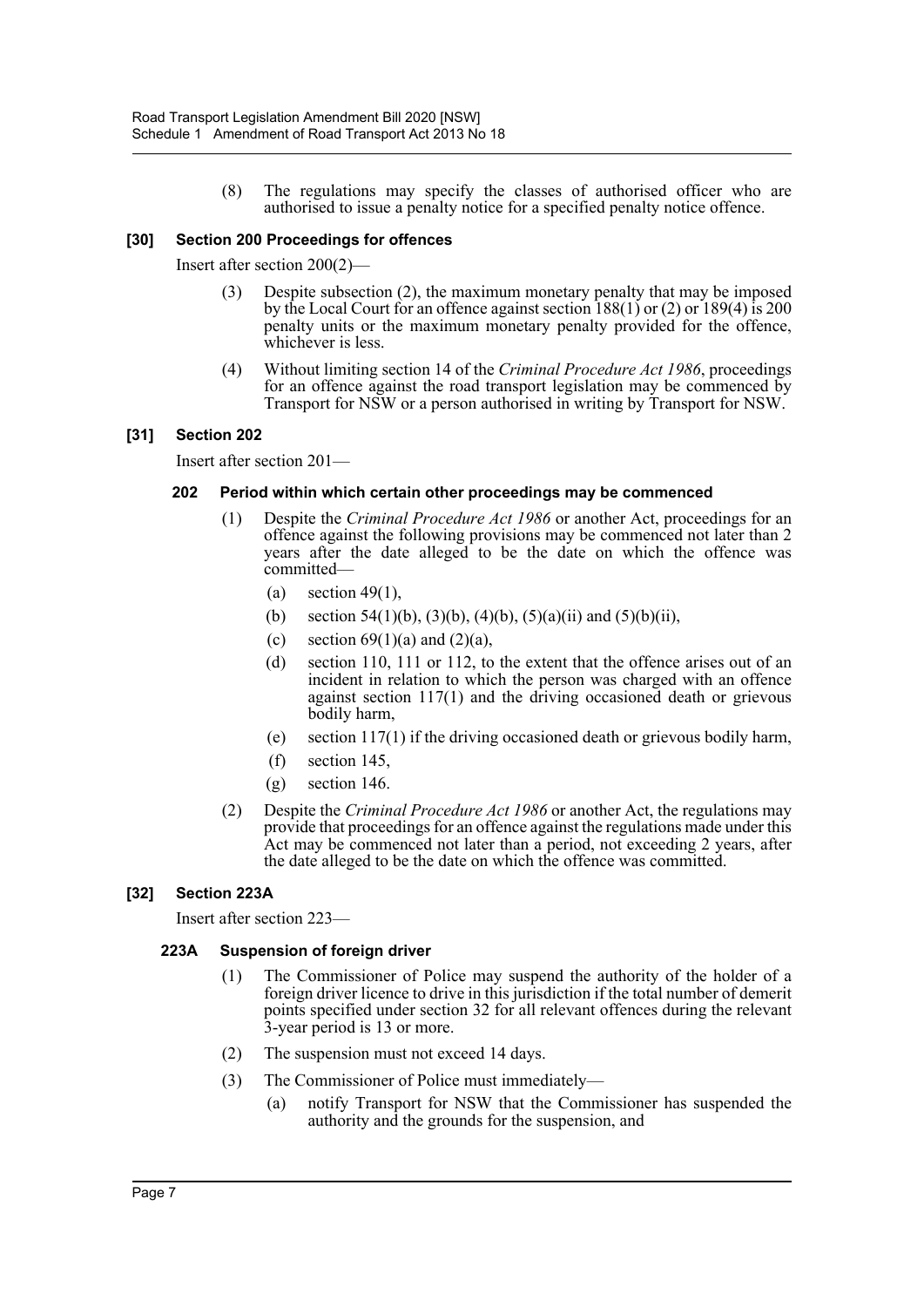(8) The regulations may specify the classes of authorised officer who are authorised to issue a penalty notice for a specified penalty notice offence.

### [30] Section 200 Proceedings for offences

Insert after section 200(2)—

(3) Despite subsection (2), the maximum monetary penalty that may be imposed by the Local Court for an offence against section 188(1) or (2) or 189(4) is 200 penalty units or the maximum monetary penalty provided for the offence, whichever is less.

(4) Without limiting section 14 of the *Criminal Procedure Act 1986*, proceedings for an offence against the road transport legislation may be commenced by Transport for NSW or a person authorised in writing by Transport for NSW.

### [31] Section 202

Insert after section 201—

#### 202 Period within which certain other proceedings may be commenced

(1) Despite the *Criminal Procedure Act 1986* or another Act, proceedings for an offence against the following provisions may be commenced not later than 2 years after the date alleged to be the date on which the offence was committed—

- (a) section 49(1),
- (b) section 54(1)(b), (3)(b), (4)(b), (5)(a)(ii) and (5)(b)(ii),
- (c) section 69(1)(a) and (2)(a),
- (d) section 110, 111 or 112, to the extent that the offence arises out of an incident in relation to which the person was charged with an offence against section 117(1) and the driving occasioned death or grievous bodily harm,
- (e) section 117(1) if the driving occasioned death or grievous bodily harm,
- (f) section 145,
- (g) section 146.

(2) Despite the *Criminal Procedure Act 1986* or another Act, the regulations may provide that proceedings for an offence against the regulations made under this Act may be commenced not later than a period, not exceeding 2 years, after the date alleged to be the date on which the offence was committed.

### [32] Section 223A

Insert after section 223—

#### 223A Suspension of foreign driver

(1) The Commissioner of Police may suspend the authority of the holder of a foreign driver licence to drive in this jurisdiction if the total number of demerit points specified under section 32 for all relevant offences during the relevant 3-year period is 13 or more.

(2) The suspension must not exceed 14 days.

(3) The Commissioner of Police must immediately—

- (a) notify Transport for NSW that the Commissioner has suspended the authority and the grounds for the suspension, and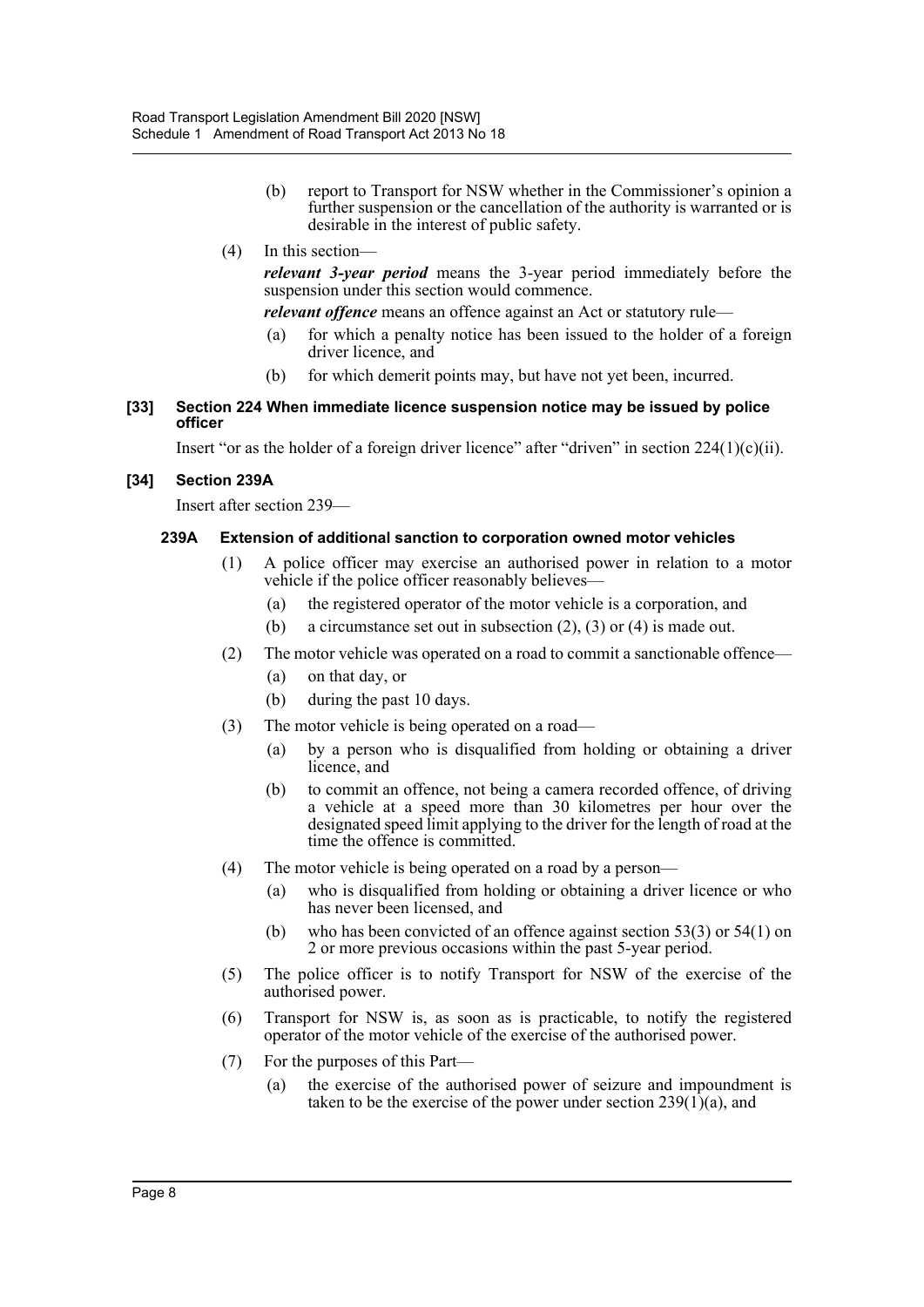(b) report to Transport for NSW whether in the Commissioner's opinion a further suspension or the cancellation of the authority is warranted or is desirable in the interest of public safety.

(4) In this section—

***relevant 3-year period*** means the 3-year period immediately before the suspension under this section would commence.

***relevant offence*** means an offence against an Act or statutory rule—

(a) for which a penalty notice has been issued to the holder of a foreign driver licence, and

(b) for which demerit points may, but have not yet been, incurred.

#### [33] Section 224 When immediate licence suspension notice may be issued by police officer

Insert "or as the holder of a foreign driver licence" after "driven" in section 224(1)(c)(ii).

#### [34] Section 239A

Insert after section 239—

##### 239A Extension of additional sanction to corporation owned motor vehicles

(1) A police officer may exercise an authorised power in relation to a motor vehicle if the police officer reasonably believes—

(a) the registered operator of the motor vehicle is a corporation, and

(b) a circumstance set out in subsection (2), (3) or (4) is made out.

(2) The motor vehicle was operated on a road to commit a sanctionable offence—

(a) on that day, or

(b) during the past 10 days.

(3) The motor vehicle is being operated on a road—

(a) by a person who is disqualified from holding or obtaining a driver licence, and

(b) to commit an offence, not being a camera recorded offence, of driving a vehicle at a speed more than 30 kilometres per hour over the designated speed limit applying to the driver for the length of road at the time the offence is committed.

(4) The motor vehicle is being operated on a road by a person—

(a) who is disqualified from holding or obtaining a driver licence or who has never been licensed, and

(b) who has been convicted of an offence against section 53(3) or 54(1) on 2 or more previous occasions within the past 5-year period.

(5) The police officer is to notify Transport for NSW of the exercise of the authorised power.

(6) Transport for NSW is, as soon as is practicable, to notify the registered operator of the motor vehicle of the exercise of the authorised power.

(7) For the purposes of this Part—

(a) the exercise of the authorised power of seizure and impoundment is taken to be the exercise of the power under section 239(1)(a), and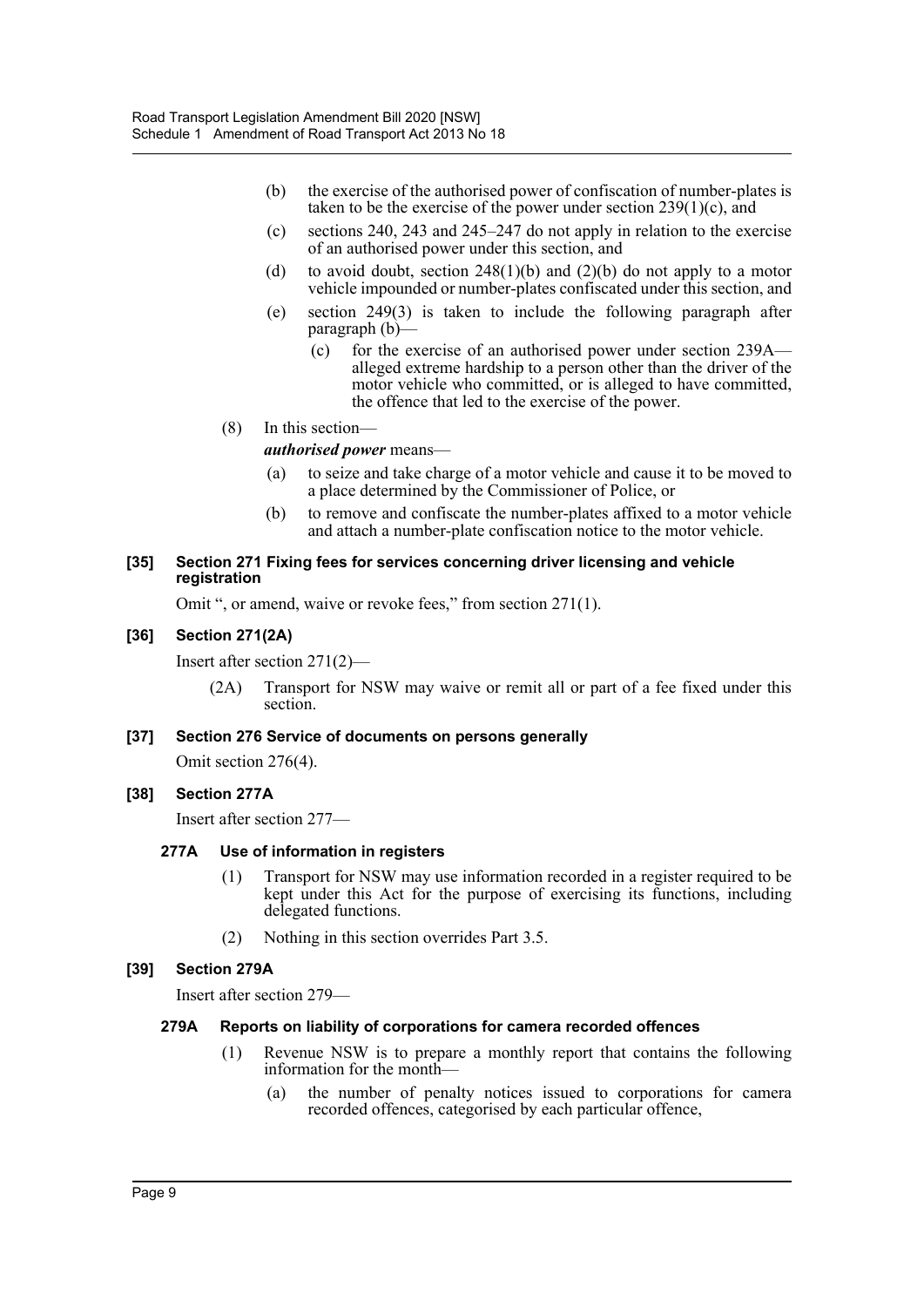(b) the exercise of the authorised power of confiscation of number-plates is taken to be the exercise of the power under section 239(1)(c), and

(c) sections 240, 243 and 245–247 do not apply in relation to the exercise of an authorised power under this section, and

(d) to avoid doubt, section 248(1)(b) and (2)(b) do not apply to a motor vehicle impounded or number-plates confiscated under this section, and

(e) section 249(3) is taken to include the following paragraph after paragraph (b)—

> (c) for the exercise of an authorised power under section 239A—alleged extreme hardship to a person other than the driver of the motor vehicle who committed, or is alleged to have committed, the offence that led to the exercise of the power.

(8) In this section—

***authorised power*** means—

(a) to seize and take charge of a motor vehicle and cause it to be moved to a place determined by the Commissioner of Police, or

(b) to remove and confiscate the number-plates affixed to a motor vehicle and attach a number-plate confiscation notice to the motor vehicle.

**[35] Section 271 Fixing fees for services concerning driver licensing and vehicle registration**

Omit ", or amend, waive or revoke fees," from section 271(1).

**[36] Section 271(2A)**

Insert after section 271(2)—

> (2A) Transport for NSW may waive or remit all or part of a fee fixed under this section.

**[37] Section 276 Service of documents on persons generally**

Omit section 276(4).

**[38] Section 277A**

Insert after section 277—

**277A Use of information in registers**

(1) Transport for NSW may use information recorded in a register required to be kept under this Act for the purpose of exercising its functions, including delegated functions.

(2) Nothing in this section overrides Part 3.5.

**[39] Section 279A**

Insert after section 279—

**279A Reports on liability of corporations for camera recorded offences**

(1) Revenue NSW is to prepare a monthly report that contains the following information for the month—

(a) the number of penalty notices issued to corporations for camera recorded offences, categorised by each particular offence,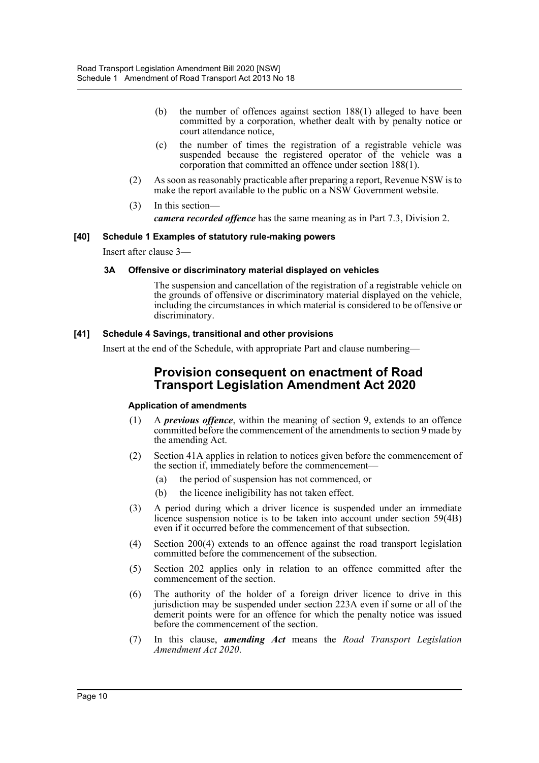(b) the number of offences against section 188(1) alleged to have been committed by a corporation, whether dealt with by penalty notice or court attendance notice,

(c) the number of times the registration of a registrable vehicle was suspended because the registered operator of the vehicle was a corporation that committed an offence under section 188(1).

(2) As soon as reasonably practicable after preparing a report, Revenue NSW is to make the report available to the public on a NSW Government website.

(3) In this section—

***camera recorded offence*** has the same meaning as in Part 7.3, Division 2.

**[40] Schedule 1 Examples of statutory rule-making powers**

Insert after clause 3—

**3A Offensive or discriminatory material displayed on vehicles**

The suspension and cancellation of the registration of a registrable vehicle on the grounds of offensive or discriminatory material displayed on the vehicle, including the circumstances in which material is considered to be offensive or discriminatory.

**[41] Schedule 4 Savings, transitional and other provisions**

Insert at the end of the Schedule, with appropriate Part and clause numbering—

## Provision consequent on enactment of Road Transport Legislation Amendment Act 2020

**Application of amendments**

(1) A ***previous offence***, within the meaning of section 9, extends to an offence committed before the commencement of the amendments to section 9 made by the amending Act.

(2) Section 41A applies in relation to notices given before the commencement of the section if, immediately before the commencement—

(a) the period of suspension has not commenced, or

(b) the licence ineligibility has not taken effect.

(3) A period during which a driver licence is suspended under an immediate licence suspension notice is to be taken into account under section 59(4B) even if it occurred before the commencement of that subsection.

(4) Section 200(4) extends to an offence against the road transport legislation committed before the commencement of the subsection.

(5) Section 202 applies only in relation to an offence committed after the commencement of the section.

(6) The authority of the holder of a foreign driver licence to drive in this jurisdiction may be suspended under section 223A even if some or all of the demerit points were for an offence for which the penalty notice was issued before the commencement of the section.

(7) In this clause, ***amending Act*** means the *Road Transport Legislation Amendment Act 2020*.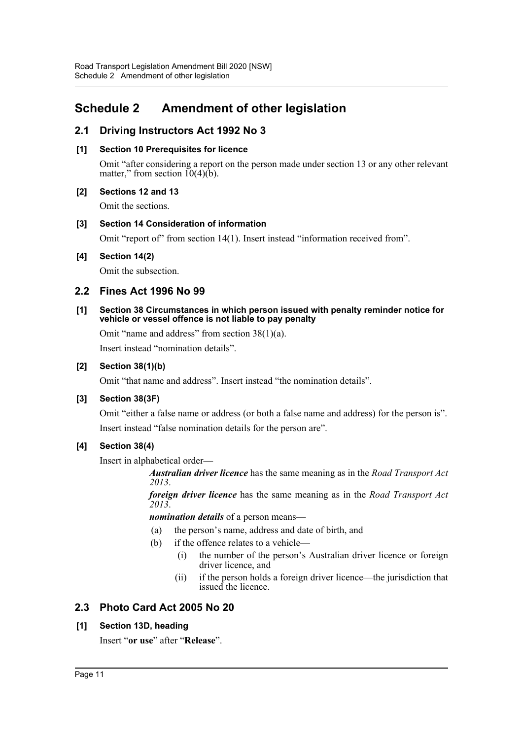# Schedule 2 Amendment of other legislation

## 2.1 Driving Instructors Act 1992 No 3

### [1] Section 10 Prerequisites for licence

Omit "after considering a report on the person made under section 13 or any other relevant matter," from section 10(4)(b).

### [2] Sections 12 and 13

Omit the sections.

### [3] Section 14 Consideration of information

Omit "report of" from section 14(1). Insert instead "information received from".

### [4] Section 14(2)

Omit the subsection.

## 2.2 Fines Act 1996 No 99

### [1] Section 38 Circumstances in which person issued with penalty reminder notice for vehicle or vessel offence is not liable to pay penalty

Omit "name and address" from section 38(1)(a).

Insert instead "nomination details".

### [2] Section 38(1)(b)

Omit "that name and address". Insert instead "the nomination details".

### [3] Section 38(3F)

Omit "either a false name or address (or both a false name and address) for the person is".

Insert instead "false nomination details for the person are".

### [4] Section 38(4)

Insert in alphabetical order—

> ***Australian driver licence*** has the same meaning as in the *Road Transport Act 2013*.
>
> ***foreign driver licence*** has the same meaning as in the *Road Transport Act 2013*.
>
> ***nomination details*** of a person means—
>
> (a) the person's name, address and date of birth, and
>
> (b) if the offence relates to a vehicle—
>
> (i) the number of the person's Australian driver licence or foreign driver licence, and
>
> (ii) if the person holds a foreign driver licence—the jurisdiction that issued the licence.

## 2.3 Photo Card Act 2005 No 20

### [1] Section 13D, heading

Insert "**or use**" after "**Release**".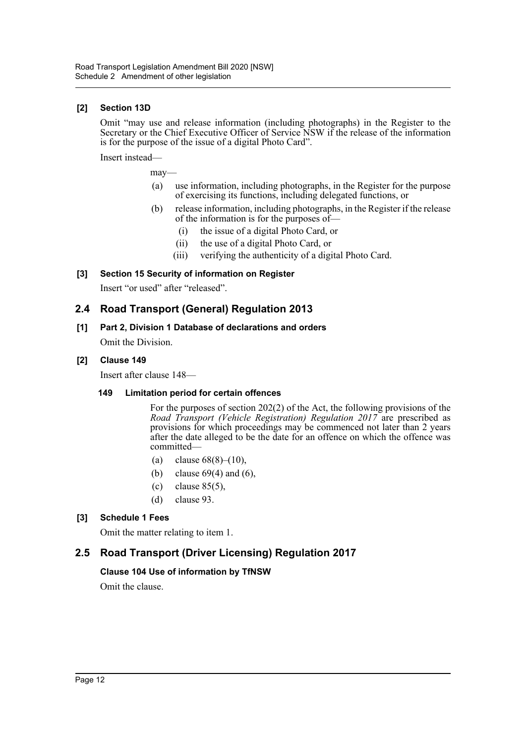**[2] Section 13D**

Omit "may use and release information (including photographs) in the Register to the Secretary or the Chief Executive Officer of Service NSW if the release of the information is for the purpose of the issue of a digital Photo Card".

Insert instead—

may—

(a) use information, including photographs, in the Register for the purpose of exercising its functions, including delegated functions, or

(b) release information, including photographs, in the Register if the release of the information is for the purposes of—

(i) the issue of a digital Photo Card, or

(ii) the use of a digital Photo Card, or

(iii) verifying the authenticity of a digital Photo Card.

**[3] Section 15 Security of information on Register**

Insert "or used" after "released".

## 2.4 Road Transport (General) Regulation 2013

**[1] Part 2, Division 1 Database of declarations and orders**

Omit the Division.

**[2] Clause 149**

Insert after clause 148—

**149 Limitation period for certain offences**

For the purposes of section 202(2) of the Act, the following provisions of the *Road Transport (Vehicle Registration) Regulation 2017* are prescribed as provisions for which proceedings may be commenced not later than 2 years after the date alleged to be the date for an offence on which the offence was committed—

(a) clause 68(8)–(10),

(b) clause 69(4) and (6),

(c) clause 85(5),

(d) clause 93.

**[3] Schedule 1 Fees**

Omit the matter relating to item 1.

## 2.5 Road Transport (Driver Licensing) Regulation 2017

**Clause 104 Use of information by TfNSW**

Omit the clause.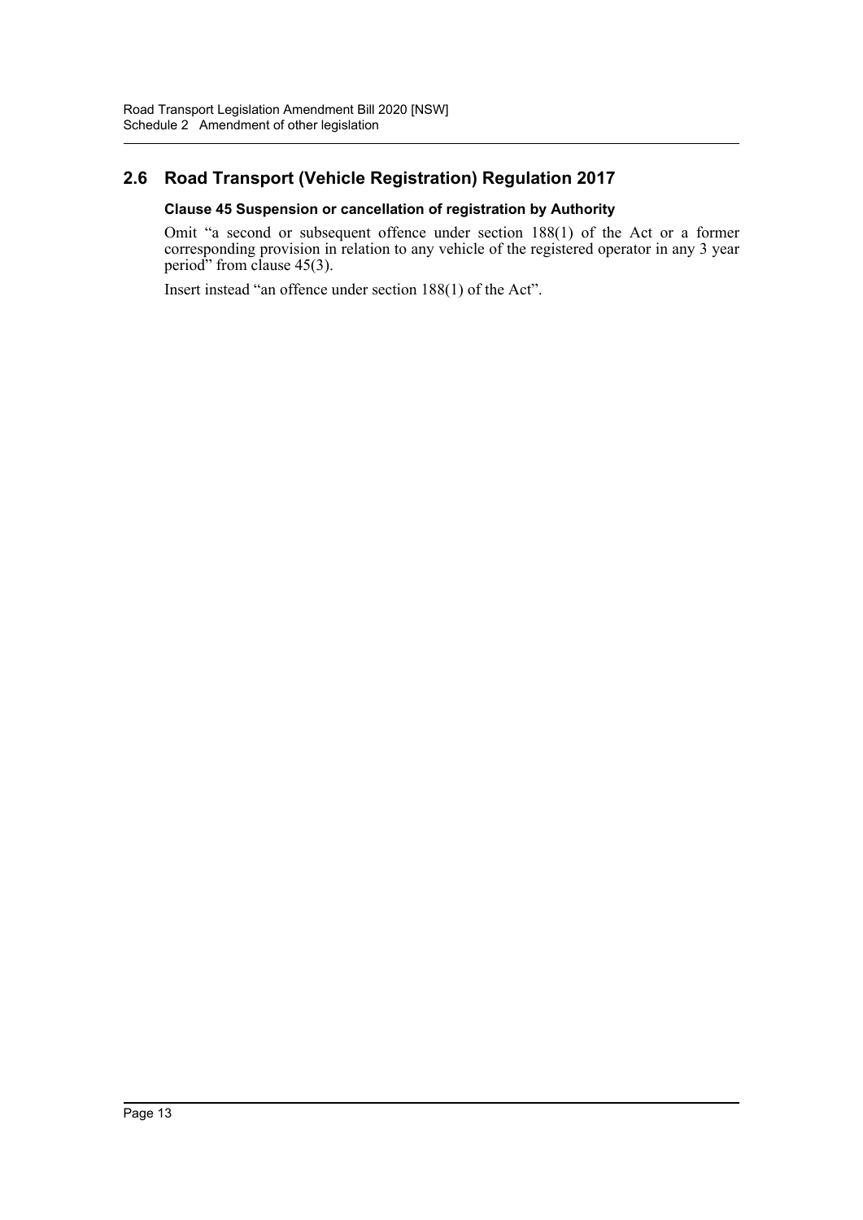## 2.6 Road Transport (Vehicle Registration) Regulation 2017

### Clause 45 Suspension or cancellation of registration by Authority

Omit "a second or subsequent offence under section 188(1) of the Act or a former corresponding provision in relation to any vehicle of the registered operator in any 3 year period" from clause 45(3).

Insert instead "an offence under section 188(1) of the Act".